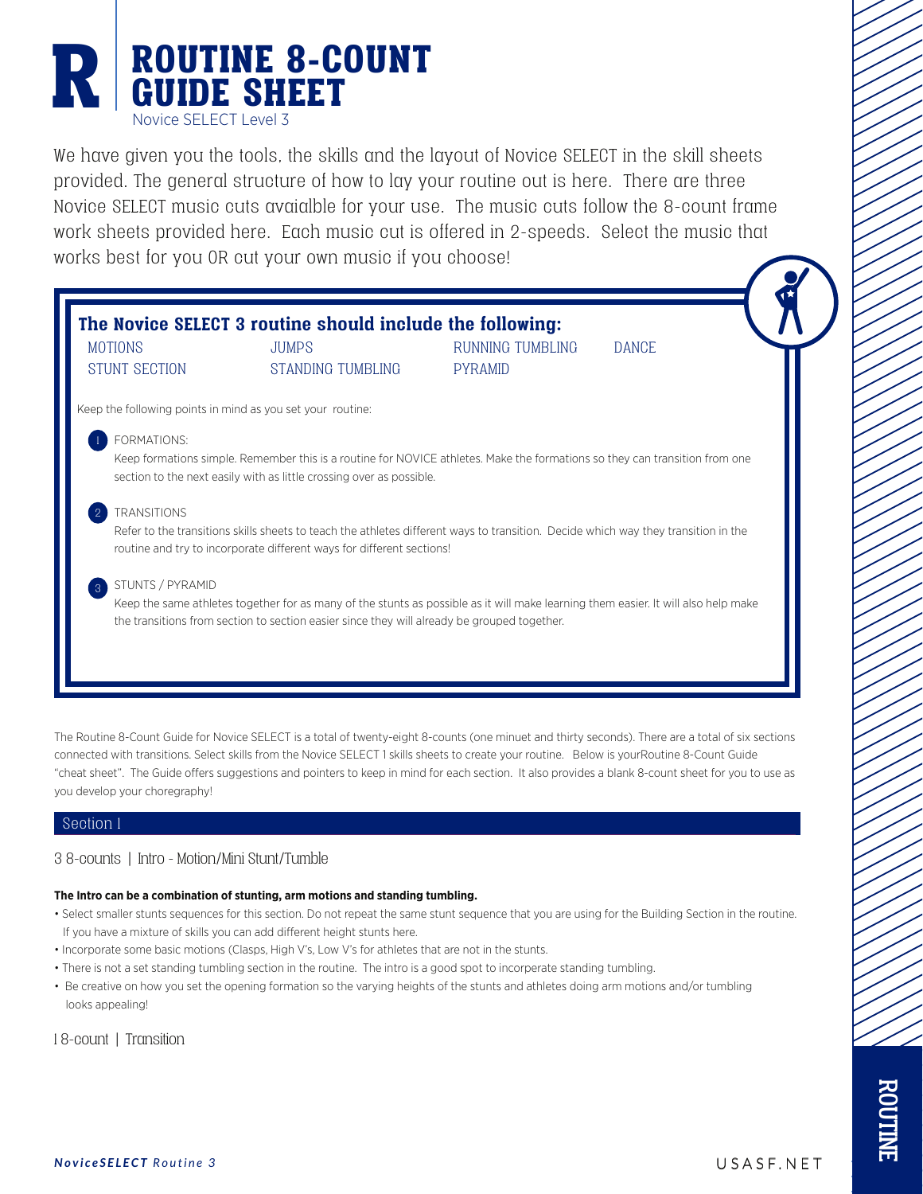# ROUTINE 8-COUNT GUIDE SHEET

Novice SELECT Level 3

We have given you the tools, the skills and the layout of Novice SELECT in the skill sheets provided. The general structure of how to lay your routine out is here. There are three Novice SELECT music cuts avaialble for your use. The music cuts follow the 8-count frame work sheets provided here. Each music cut is offered in 2-speeds. Select the music that works best for you OR cut your own music if you choose!

## The Novice SELECT 3 routine should include the following:

| | | | |
|---|---|---|---|
| MOTIONS | JUMPS | RUNNING TUMBLING | DANCE |
| STUNT SECTION | STANDING TUMBLING | PYRAMID | |

Keep the following points in mind as you set your routine:

1. FORMATIONS:
   Keep formations simple. Remember this is a routine for NOVICE athletes. Make the formations so they can transition from one section to the next easily with as little crossing over as possible.

2. TRANSITIONS
   Refer to the transitions skills sheets to teach the athletes different ways to transition. Decide which way they transition in the routine and try to incorporate different ways for different sections!

3. STUNTS / PYRAMID
   Keep the same athletes together for as many of the stunts as possible as it will make learning them easier. It will also help make the transitions from section to section easier since they will already be grouped together.

The Routine 8-Count Guide for Novice SELECT is a total of twenty-eight 8-counts (one minuet and thirty seconds). There are a total of six sections connected with transitions. Select skills from the Novice SELECT 1 skills sheets to create your routine. Below is yourRoutine 8-Count Guide "cheat sheet". The Guide offers suggestions and pointers to keep in mind for each section. It also provides a blank 8-count sheet for you to use as you develop your choregraphy!

## Section 1

3 8-counts | Intro - Motion/Mini Stunt/Tumble

**The Intro can be a combination of stunting, arm motions and standing tumbling.**

- Select smaller stunts sequences for this section. Do not repeat the same stunt sequence that you are using for the Building Section in the routine. If you have a mixture of skills you can add different height stunts here.
- Incorporate some basic motions (Clasps, High V's, Low V's for athletes that are not in the stunts.
- There is not a set standing tumbling section in the routine. The intro is a good spot to incorperate standing tumbling.
- Be creative on how you set the opening formation so the varying heights of the stunts and athletes doing arm motions and/or tumbling looks appealing!

1 8-count | Transition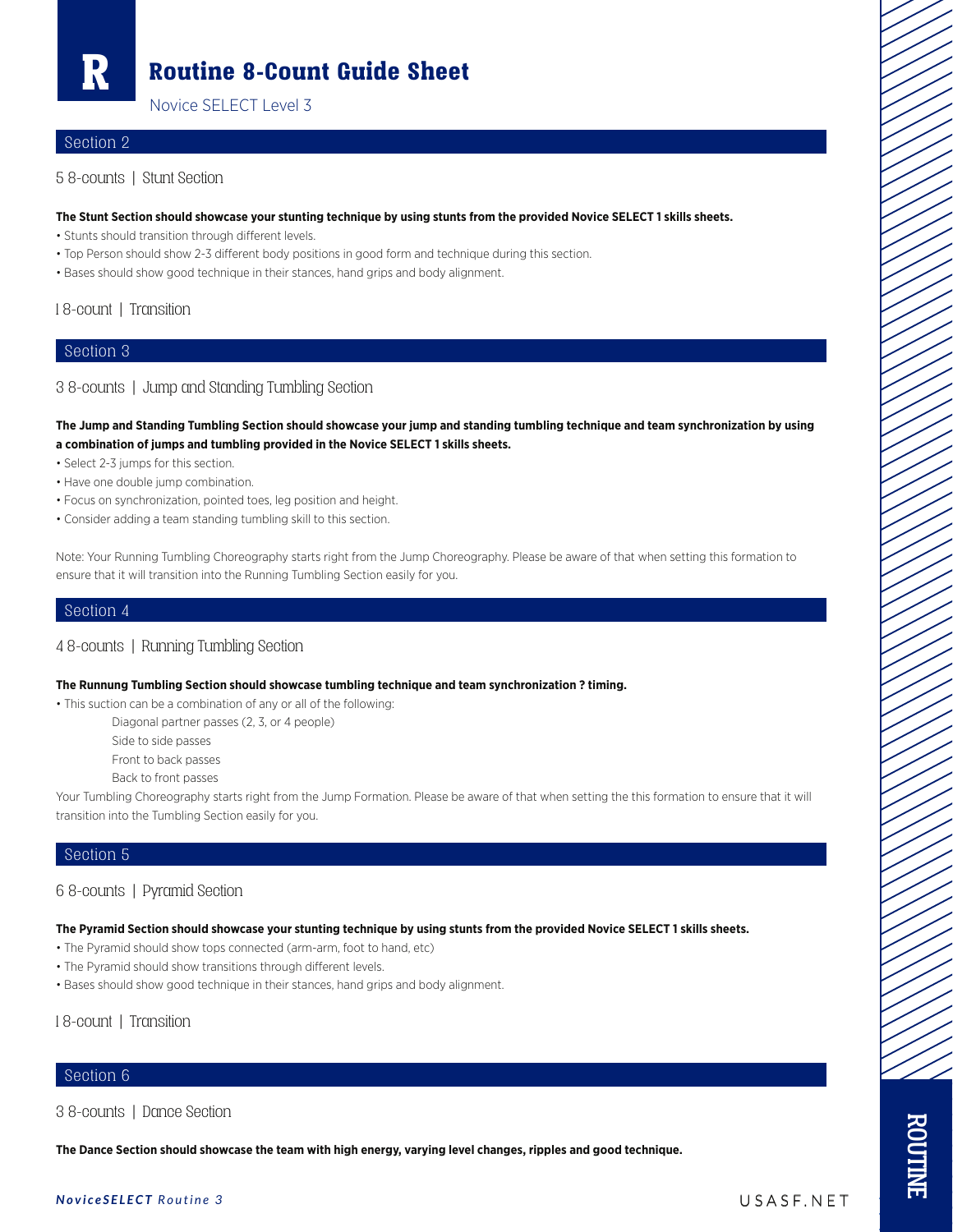# Routine 8-Count Guide Sheet

Novice SELECT Level 3

## Section 2

5 8-counts | Stunt Section

**The Stunt Section should showcase your stunting technique by using stunts from the provided Novice SELECT 1 skills sheets.**

- Stunts should transition through different levels.
- Top Person should show 2-3 different body positions in good form and technique during this section.
- Bases should show good technique in their stances, hand grips and body alignment.

1 8-count | Transition

## Section 3

3 8-counts | Jump and Standing Tumbling Section

**The Jump and Standing Tumbling Section should showcase your jump and standing tumbling technique and team synchronization by using a combination of jumps and tumbling provided in the Novice SELECT 1 skills sheets.**

- Select 2-3 jumps for this section.
- Have one double jump combination.
- Focus on synchronization, pointed toes, leg position and height.
- Consider adding a team standing tumbling skill to this section.

Note: Your Running Tumbling Choreography starts right from the Jump Choreography. Please be aware of that when setting this formation to ensure that it will transition into the Running Tumbling Section easily for you.

## Section 4

4 8-counts | Running Tumbling Section

**The Runnung Tumbling Section should showcase tumbling technique and team synchronization ? timing.**

- This suction can be a combination of any or all of the following:
  - Diagonal partner passes (2, 3, or 4 people)
  - Side to side passes
  - Front to back passes
  - Back to front passes

Your Tumbling Choreography starts right from the Jump Formation. Please be aware of that when setting the this formation to ensure that it will transition into the Tumbling Section easily for you.

## Section 5

6 8-counts | Pyramid Section

**The Pyramid Section should showcase your stunting technique by using stunts from the provided Novice SELECT 1 skills sheets.**

- The Pyramid should show tops connected (arm-arm, foot to hand, etc)
- The Pyramid should show transitions through different levels.
- Bases should show good technique in their stances, hand grips and body alignment.

1 8-count | Transition

## Section 6

3 8-counts | Dance Section

**The Dance Section should showcase the team with high energy, varying level changes, ripples and good technique.**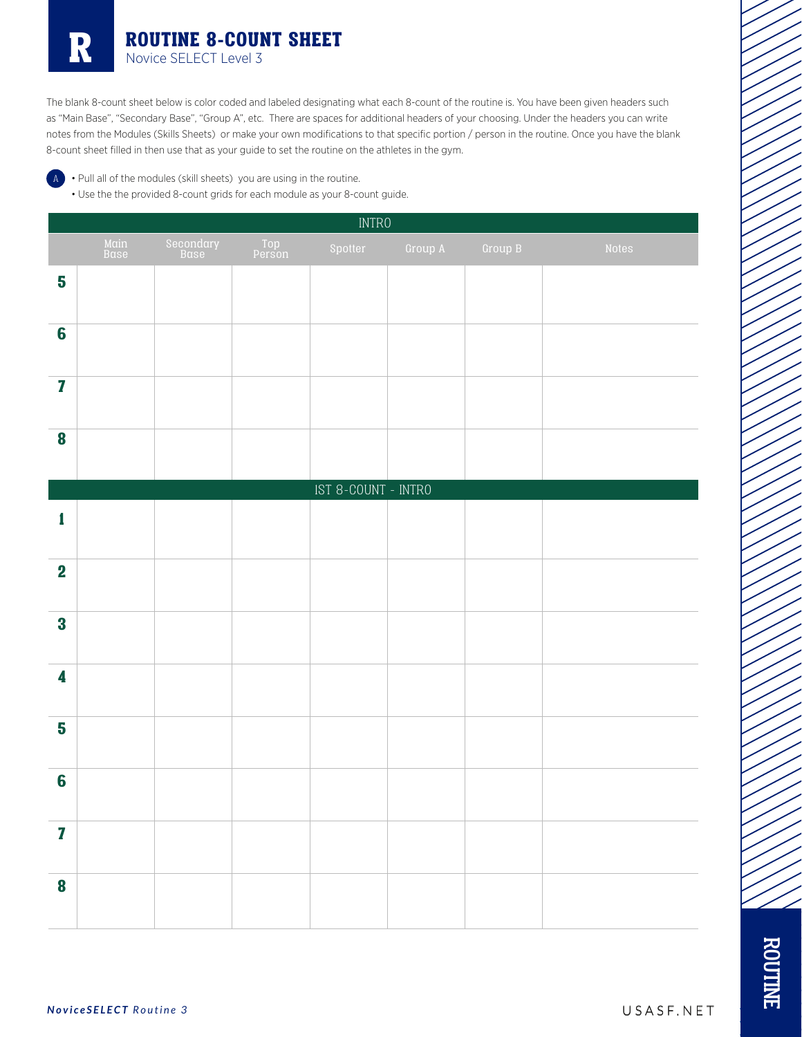# R ROUTINE 8-COUNT SHEET

Novice SELECT Level 3

The blank 8-count sheet below is color coded and labeled designating what each 8-count of the routine is. You have been given headers such as "Main Base", "Secondary Base", "Group A", etc. There are spaces for additional headers of your choosing. Under the headers you can write notes from the Modules (Skills Sheets) or make your own modifications to that specific portion / person in the routine. Once you have the blank 8-count sheet filled in then use that as your guide to set the routine on the athletes in the gym.

A
- Pull all of the modules (skill sheets) you are using in the routine.
- Use the the provided 8-count grids for each module as your 8-count guide.

| INTRO | | | | | | | |
|---|---|---|---|---|---|---|---|
| | Main Base | Secondary Base | Top Person | Spotter | Group A | Group B | Notes |
| 5 | | | | | | | |
| 6 | | | | | | | |
| 7 | | | | | | | |
| 8 | | | | | | | |
| IST 8-COUNT - INTRO | | | | | | | |
| 1 | | | | | | | |
| 2 | | | | | | | |
| 3 | | | | | | | |
| 4 | | | | | | | |
| 5 | | | | | | | |
| 6 | | | | | | | |
| 7 | | | | | | | |
| 8 | | | | | | | |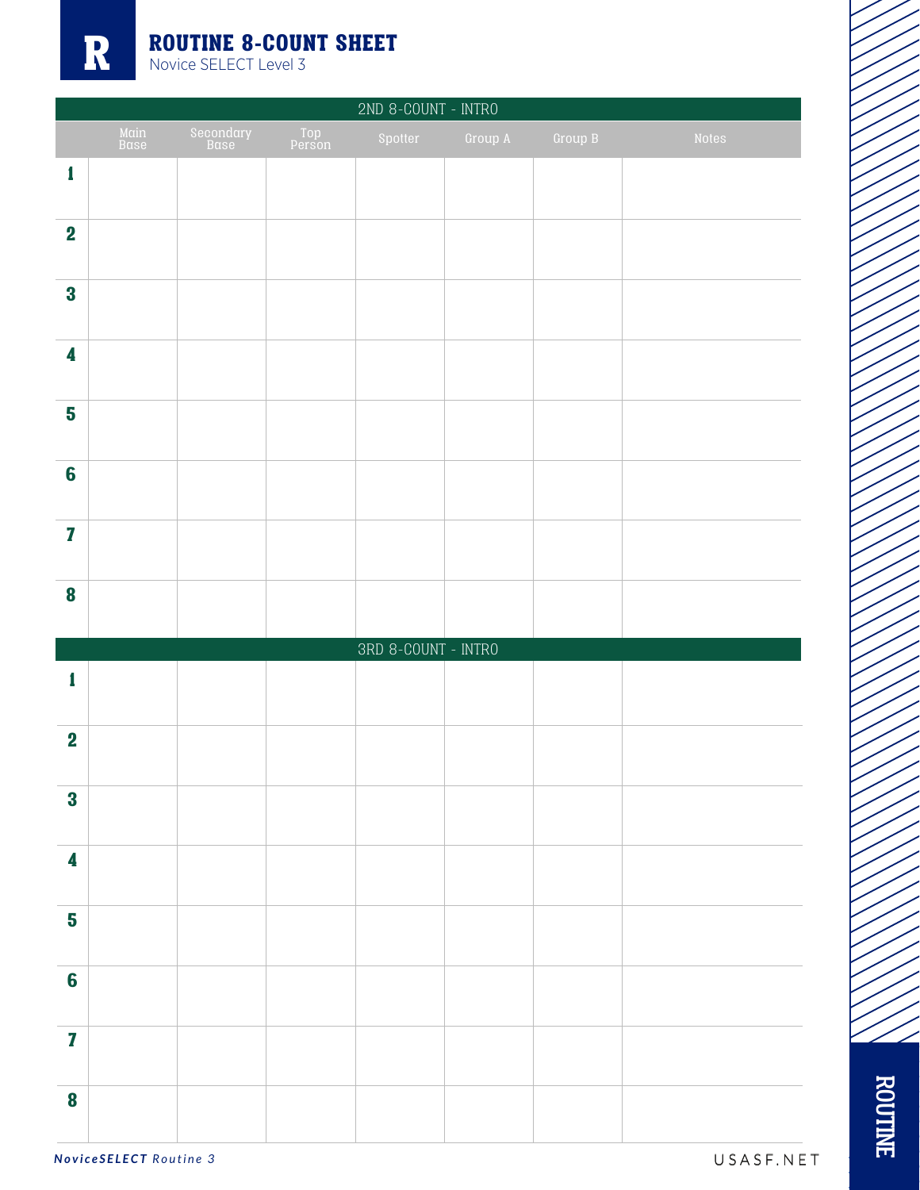# ROUTINE 8-COUNT SHEET

Novice SELECT Level 3

| 2ND 8-COUNT - INTRO | | | | | | | |
|---|---|---|---|---|---|---|---|
| | Main Base | Secondary Base | Top Person | Spotter | Group A | Group B | Notes |
| 1 | | | | | | | |
| 2 | | | | | | | |
| 3 | | | | | | | |
| 4 | | | | | | | |
| 5 | | | | | | | |
| 6 | | | | | | | |
| 7 | | | | | | | |
| 8 | | | | | | | |

| 3RD 8-COUNT - INTRO | | | | | | | |
|---|---|---|---|---|---|---|---|
| 1 | | | | | | | |
| 2 | | | | | | | |
| 3 | | | | | | | |
| 4 | | | | | | | |
| 5 | | | | | | | |
| 6 | | | | | | | |
| 7 | | | | | | | |
| 8 | | | | | | | |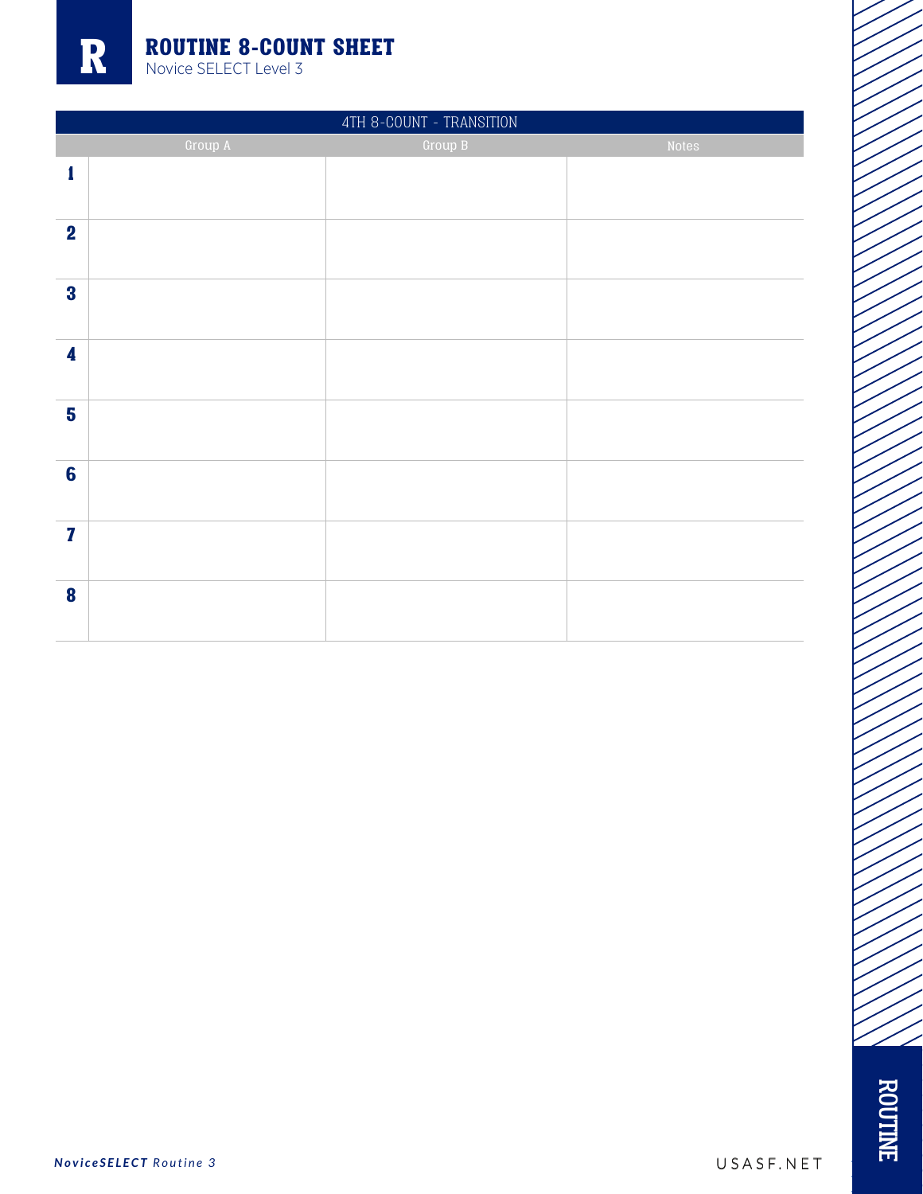# ROUTINE 8-COUNT SHEET

Novice SELECT Level 3

| 4TH 8-COUNT - TRANSITION | | | |
|---|---|---|---|
| | Group A | Group B | Notes |
| 1 | | | |
| 2 | | | |
| 3 | | | |
| 4 | | | |
| 5 | | | |
| 6 | | | |
| 7 | | | |
| 8 | | | |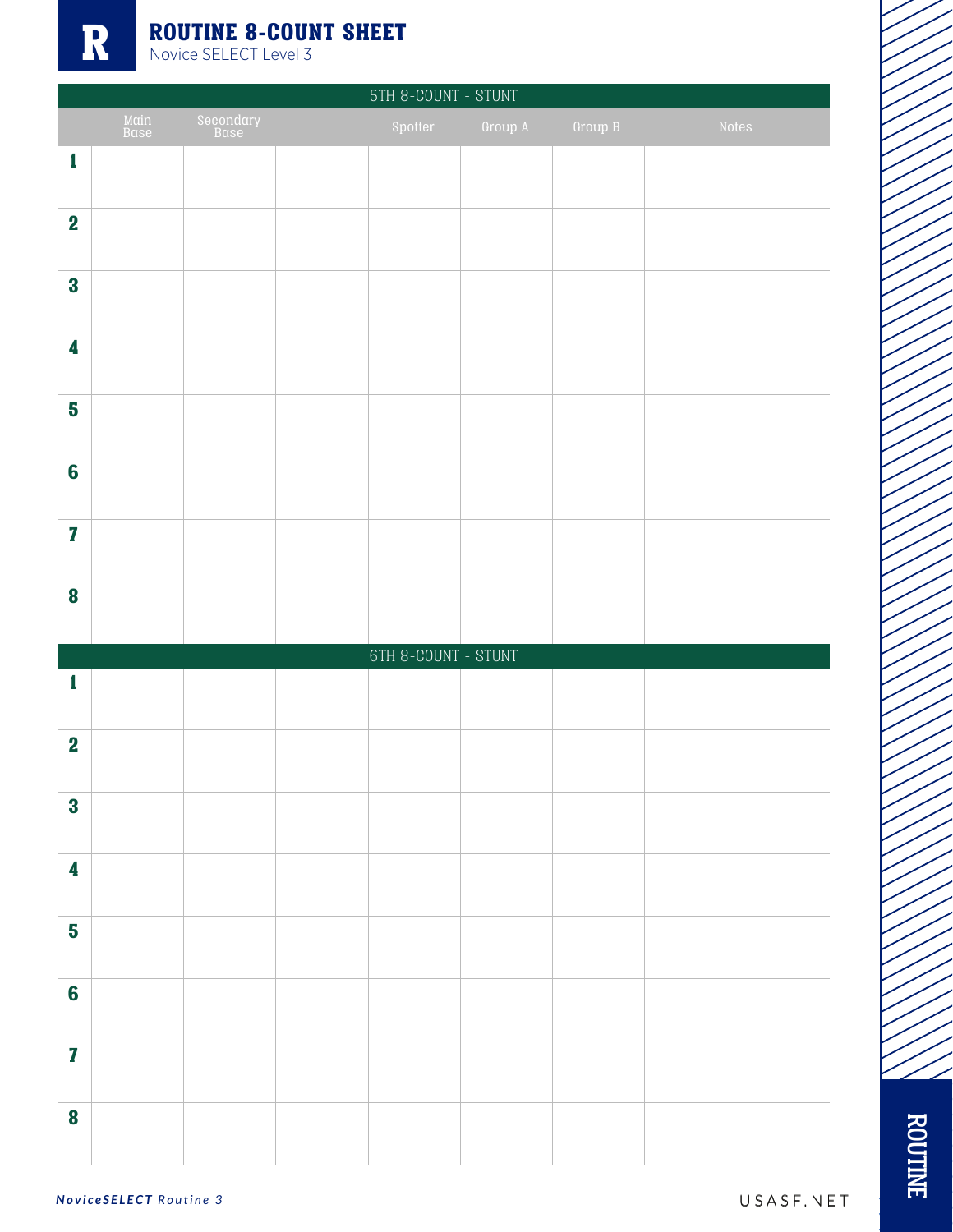# ROUTINE 8-COUNT SHEET

Novice SELECT Level 3

| 5TH 8-COUNT - STUNT | | | | | | | |
|---|---|---|---|---|---|---|---|
| | Main Base | Secondary Base | | Spotter | Group A | Group B | Notes |
| 1 | | | | | | | |
| 2 | | | | | | | |
| 3 | | | | | | | |
| 4 | | | | | | | |
| 5 | | | | | | | |
| 6 | | | | | | | |
| 7 | | | | | | | |
| 8 | | | | | | | |

| 6TH 8-COUNT - STUNT | | | | | | | |
|---|---|---|---|---|---|---|---|
| 1 | | | | | | | |
| 2 | | | | | | | |
| 3 | | | | | | | |
| 4 | | | | | | | |
| 5 | | | | | | | |
| 6 | | | | | | | |
| 7 | | | | | | | |
| 8 | | | | | | | |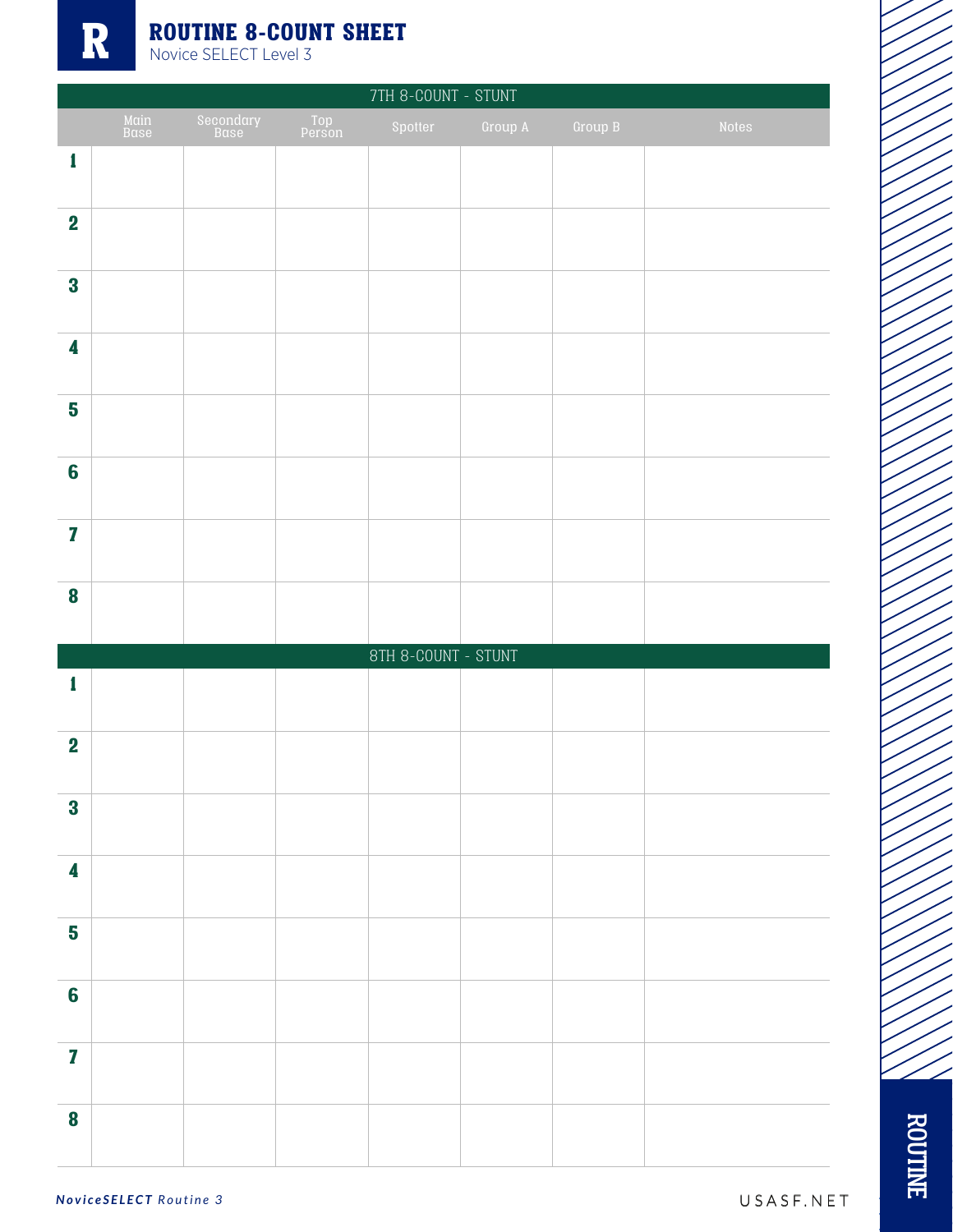# ROUTINE 8-COUNT SHEET

Novice SELECT Level 3

| 7TH 8-COUNT - STUNT | | | | | | | |
|---|---|---|---|---|---|---|---|
| | Main Base | Secondary Base | Top Person | Spotter | Group A | Group B | Notes |
| 1 | | | | | | | |
| 2 | | | | | | | |
| 3 | | | | | | | |
| 4 | | | | | | | |
| 5 | | | | | | | |
| 6 | | | | | | | |
| 7 | | | | | | | |
| 8 | | | | | | | |

| 8TH 8-COUNT - STUNT | | | | | | | |
|---|---|---|---|---|---|---|---|
| 1 | | | | | | | |
| 2 | | | | | | | |
| 3 | | | | | | | |
| 4 | | | | | | | |
| 5 | | | | | | | |
| 6 | | | | | | | |
| 7 | | | | | | | |
| 8 | | | | | | | |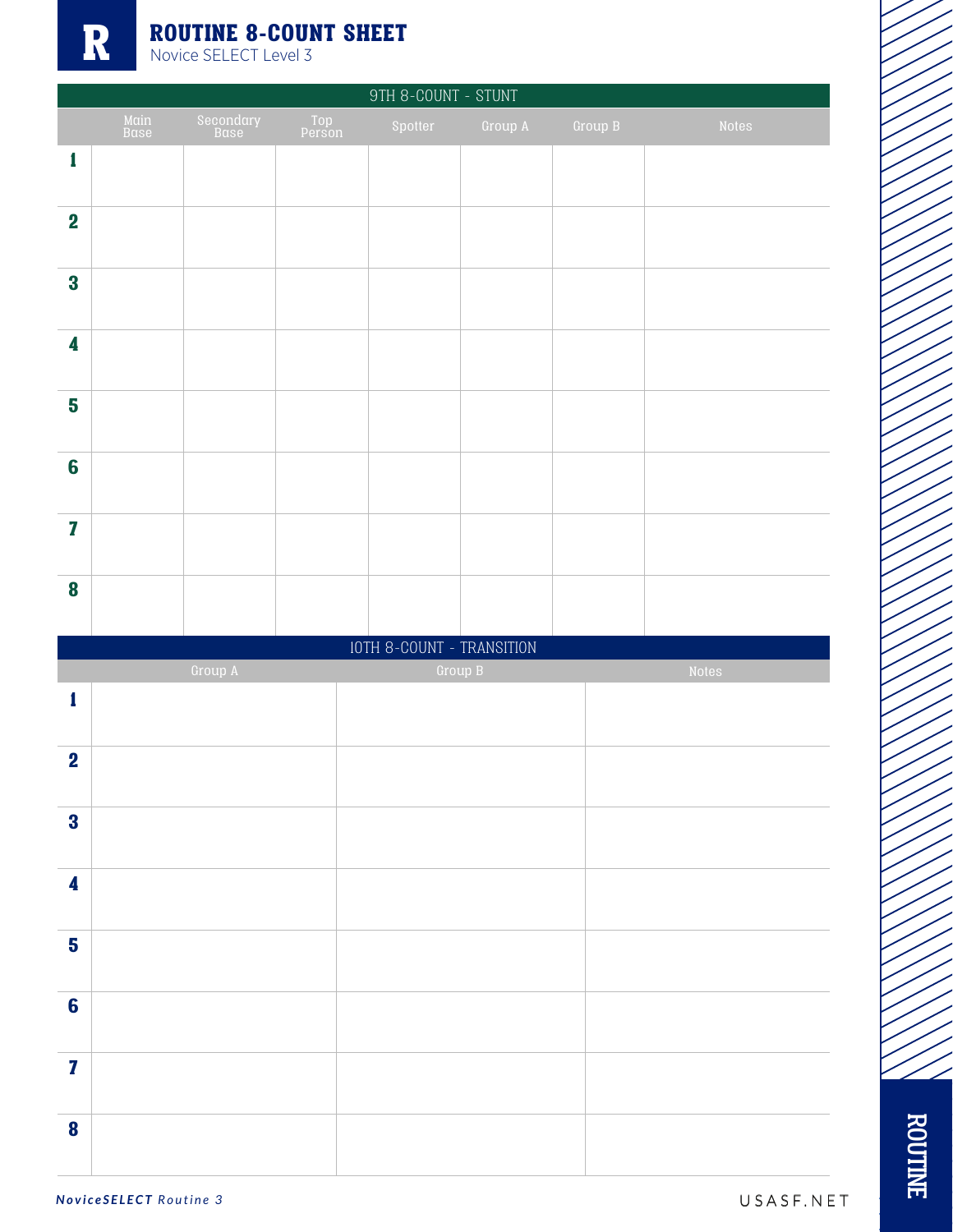# ROUTINE 8-COUNT SHEET

Novice SELECT Level 3

| 9TH 8-COUNT - STUNT | | | | | | | |
|---|---|---|---|---|---|---|---|
| | Main Base | Secondary Base | Top Person | Spotter | Group A | Group B | Notes |
| 1 | | | | | | | |
| 2 | | | | | | | |
| 3 | | | | | | | |
| 4 | | | | | | | |
| 5 | | | | | | | |
| 6 | | | | | | | |
| 7 | | | | | | | |
| 8 | | | | | | | |

| 10TH 8-COUNT - TRANSITION | | | |
|---|---|---|---|
| | Group A | Group B | Notes |
| 1 | | | |
| 2 | | | |
| 3 | | | |
| 4 | | | |
| 5 | | | |
| 6 | | | |
| 7 | | | |
| 8 | | | |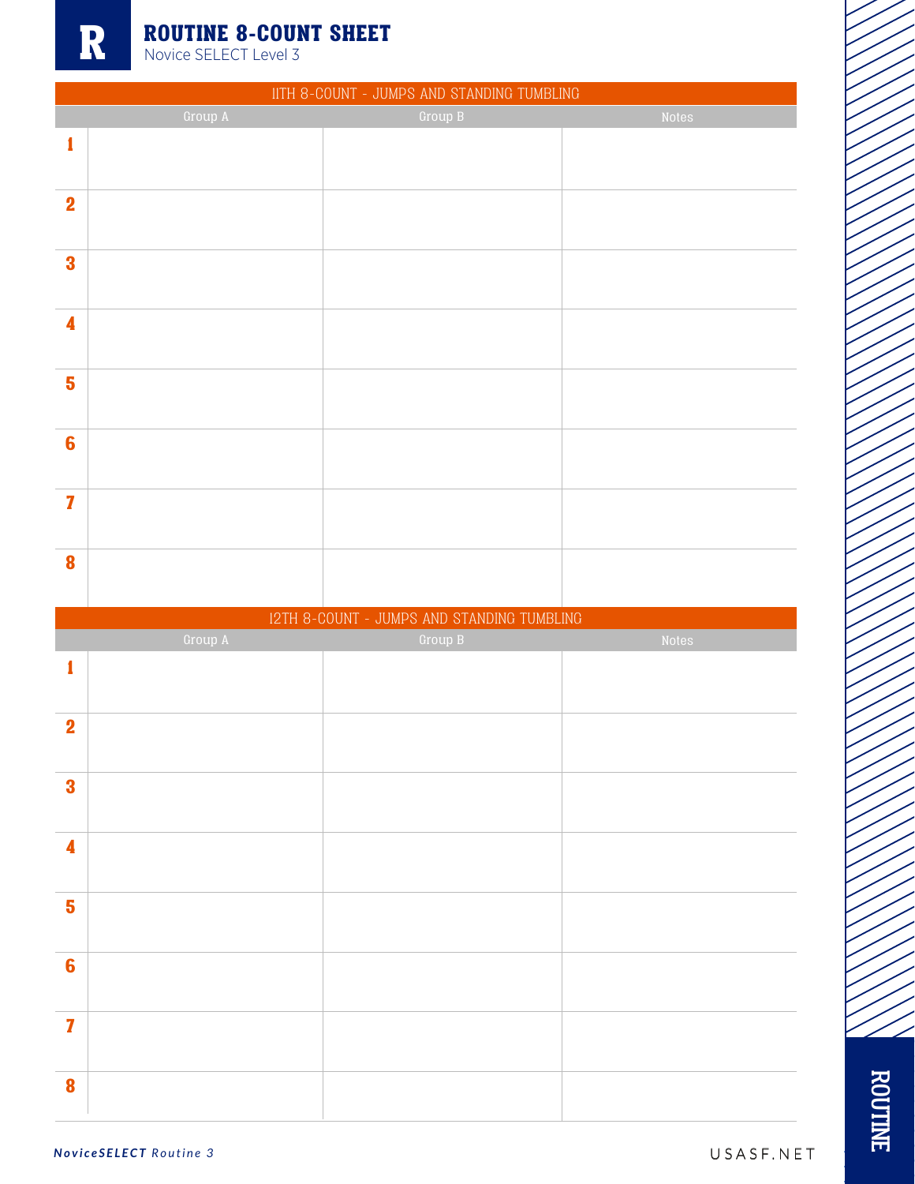# ROUTINE 8-COUNT SHEET

Novice SELECT Level 3

| 11TH 8-COUNT - JUMPS AND STANDING TUMBLING | | | |
|---|---|---|---|
| | Group A | Group B | Notes |
| 1 | | | |
| 2 | | | |
| 3 | | | |
| 4 | | | |
| 5 | | | |
| 6 | | | |
| 7 | | | |
| 8 | | | |

| 12TH 8-COUNT - JUMPS AND STANDING TUMBLING | | | |
|---|---|---|---|
| | Group A | Group B | Notes |
| 1 | | | |
| 2 | | | |
| 3 | | | |
| 4 | | | |
| 5 | | | |
| 6 | | | |
| 7 | | | |
| 8 | | | |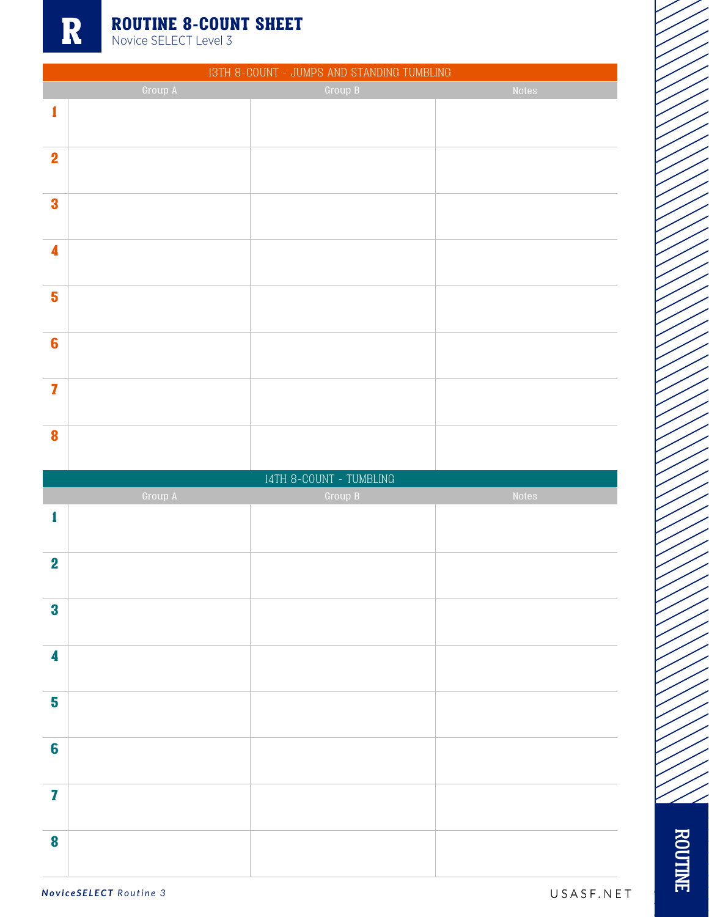# ROUTINE 8-COUNT SHEET

Novice SELECT Level 3

| 13TH 8-COUNT - JUMPS AND STANDING TUMBLING | | | |
|---|---|---|---|
| | Group A | Group B | Notes |
| 1 | | | |
| 2 | | | |
| 3 | | | |
| 4 | | | |
| 5 | | | |
| 6 | | | |
| 7 | | | |
| 8 | | | |

| 14TH 8-COUNT - TUMBLING | | | |
|---|---|---|---|
| | Group A | Group B | Notes |
| 1 | | | |
| 2 | | | |
| 3 | | | |
| 4 | | | |
| 5 | | | |
| 6 | | | |
| 7 | | | |
| 8 | | | |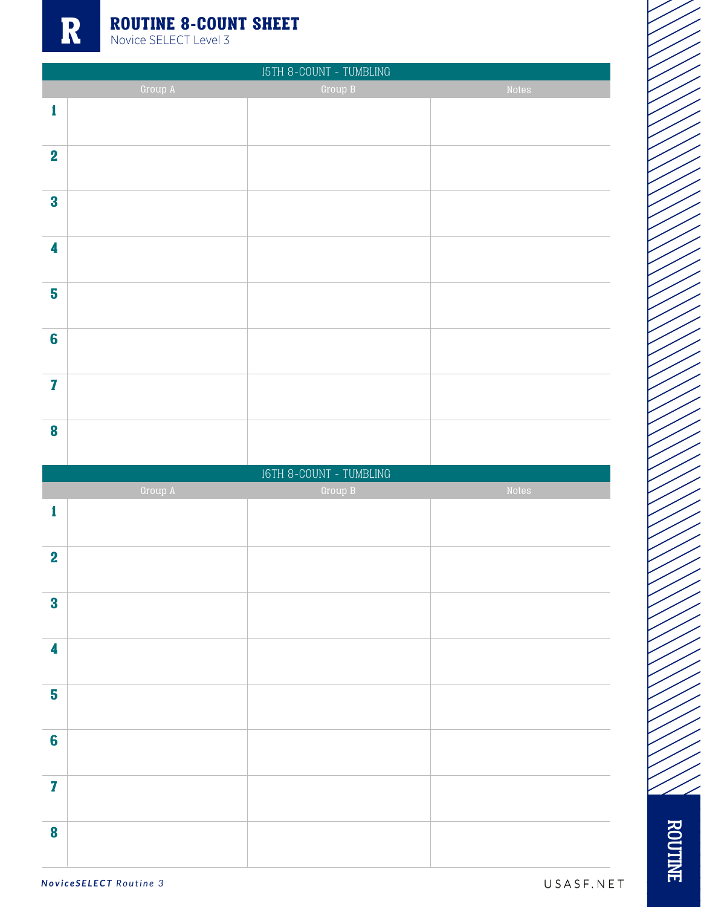# ROUTINE 8-COUNT SHEET

Novice SELECT Level 3

| 15TH 8-COUNT - TUMBLING | | | |
|---|---|---|---|
| | Group A | Group B | Notes |
| 1 | | | |
| 2 | | | |
| 3 | | | |
| 4 | | | |
| 5 | | | |
| 6 | | | |
| 7 | | | |
| 8 | | | |

| 16TH 8-COUNT - TUMBLING | | | |
|---|---|---|---|
| | Group A | Group B | Notes |
| 1 | | | |
| 2 | | | |
| 3 | | | |
| 4 | | | |
| 5 | | | |
| 6 | | | |
| 7 | | | |
| 8 | | | |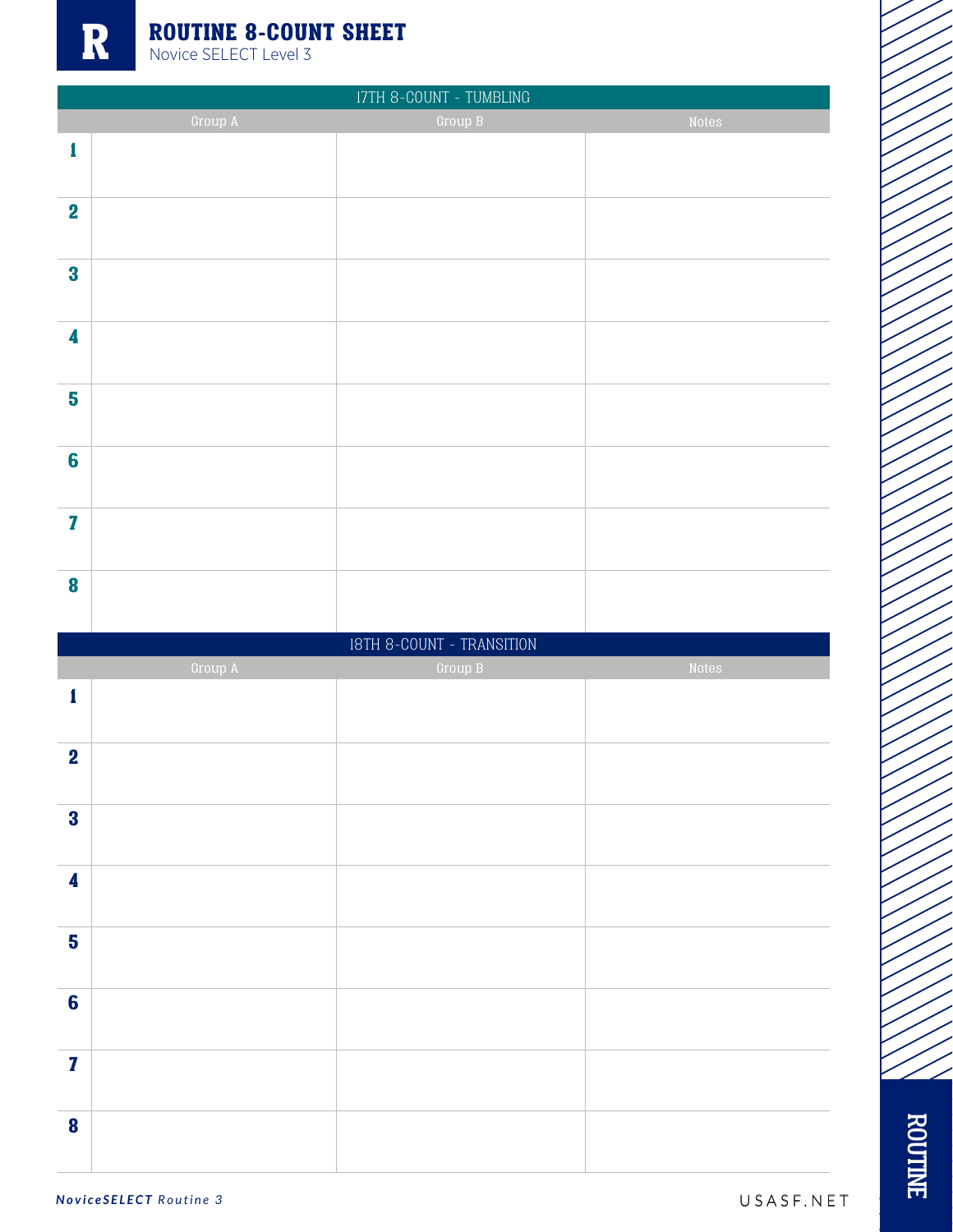# ROUTINE 8-COUNT SHEET

Novice SELECT Level 3

| 17TH 8-COUNT - TUMBLING | | | |
|---|---|---|---|
| | Group A | Group B | Notes |
| 1 | | | |
| 2 | | | |
| 3 | | | |
| 4 | | | |
| 5 | | | |
| 6 | | | |
| 7 | | | |
| 8 | | | |

| 18TH 8-COUNT - TRANSITION | | | |
|---|---|---|---|
| | Group A | Group B | Notes |
| 1 | | | |
| 2 | | | |
| 3 | | | |
| 4 | | | |
| 5 | | | |
| 6 | | | |
| 7 | | | |
| 8 | | | |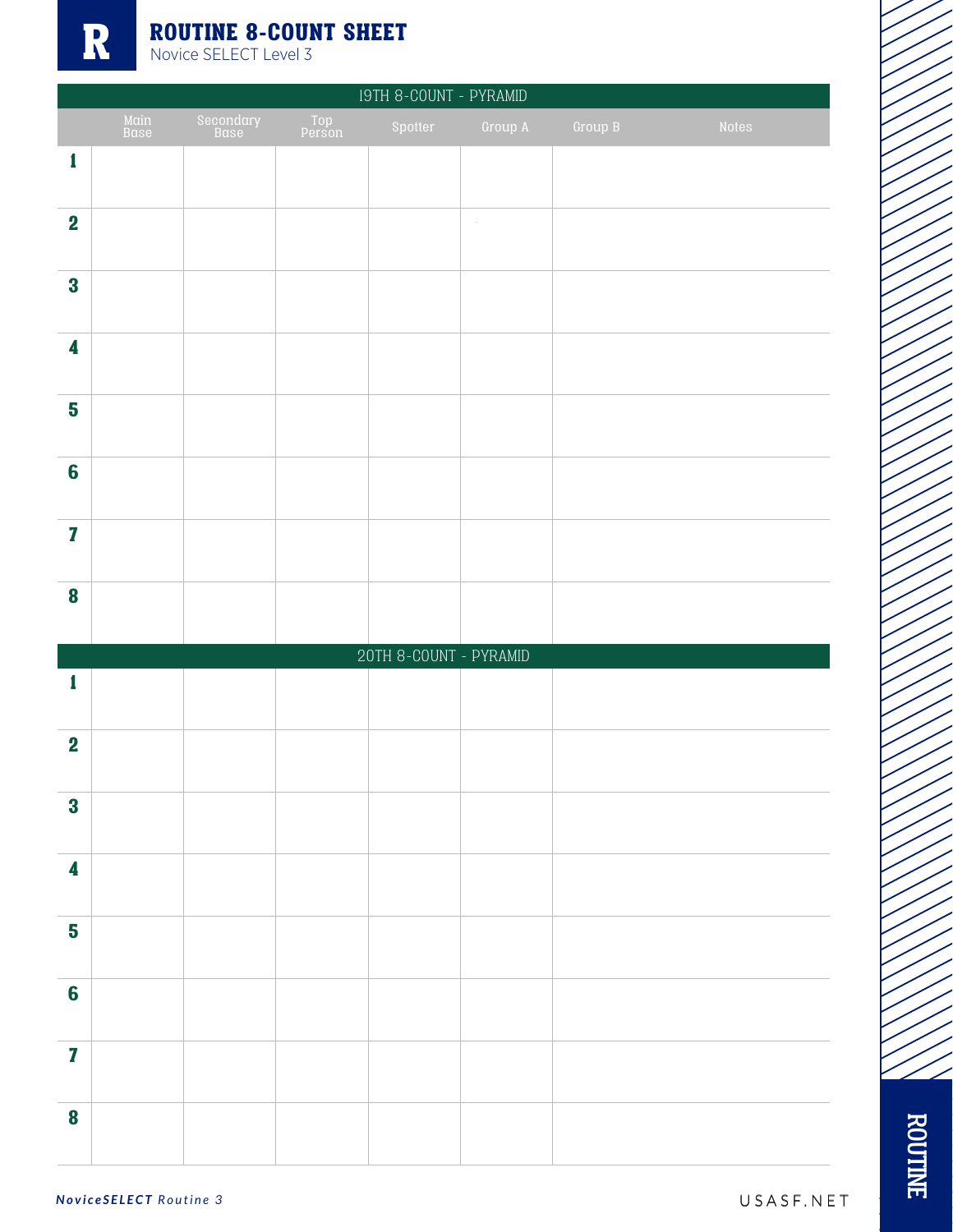# ROUTINE 8-COUNT SHEET

Novice SELECT Level 3

| 19TH 8-COUNT - PYRAMID | | | | | | | |
|---|---|---|---|---|---|---|---|
| | Main Base | Secondary Base | Top Person | Spotter | Group A | Group B | Notes |
| 1 | | | | | | | |
| 2 | | | | | | | |
| 3 | | | | | | | |
| 4 | | | | | | | |
| 5 | | | | | | | |
| 6 | | | | | | | |
| 7 | | | | | | | |
| 8 | | | | | | | |

| 20TH 8-COUNT - PYRAMID | | | | | | | |
|---|---|---|---|---|---|---|---|
| | Main Base | Secondary Base | Top Person | Spotter | Group A | Group B | Notes |
| 1 | | | | | | | |
| 2 | | | | | | | |
| 3 | | | | | | | |
| 4 | | | | | | | |
| 5 | | | | | | | |
| 6 | | | | | | | |
| 7 | | | | | | | |
| 8 | | | | | | | |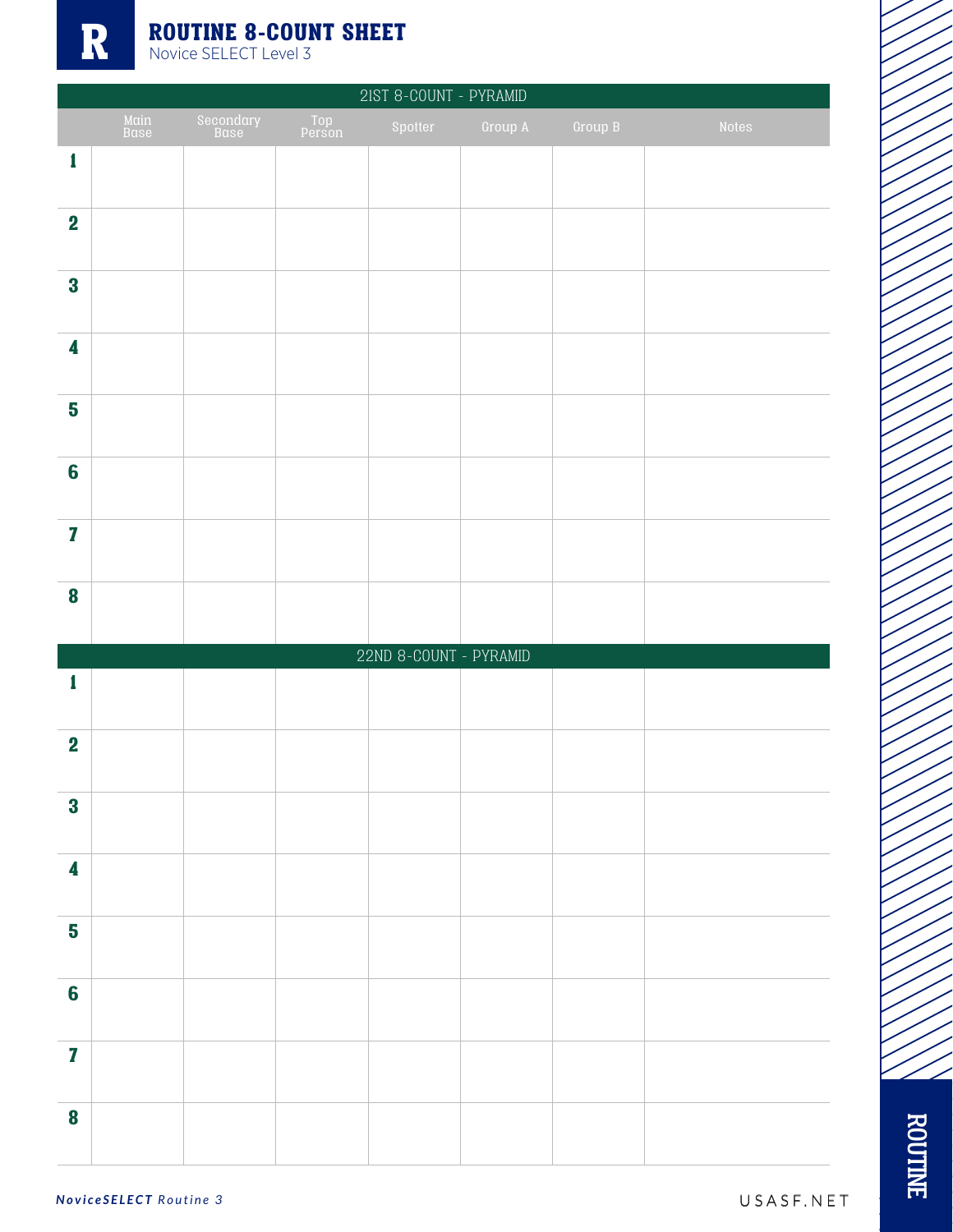# ROUTINE 8-COUNT SHEET

Novice SELECT Level 3

| | Main Base | Secondary Base | Top Person | Spotter | Group A | Group B | Notes |
|---|---|---|---|---|---|---|---|
| **21ST 8-COUNT - PYRAMID** | | | | | | | |
| 1 | | | | | | | |
| 2 | | | | | | | |
| 3 | | | | | | | |
| 4 | | | | | | | |
| 5 | | | | | | | |
| 6 | | | | | | | |
| 7 | | | | | | | |
| 8 | | | | | | | |
| **22ND 8-COUNT - PYRAMID** | | | | | | | |
| 1 | | | | | | | |
| 2 | | | | | | | |
| 3 | | | | | | | |
| 4 | | | | | | | |
| 5 | | | | | | | |
| 6 | | | | | | | |
| 7 | | | | | | | |
| 8 | | | | | | | |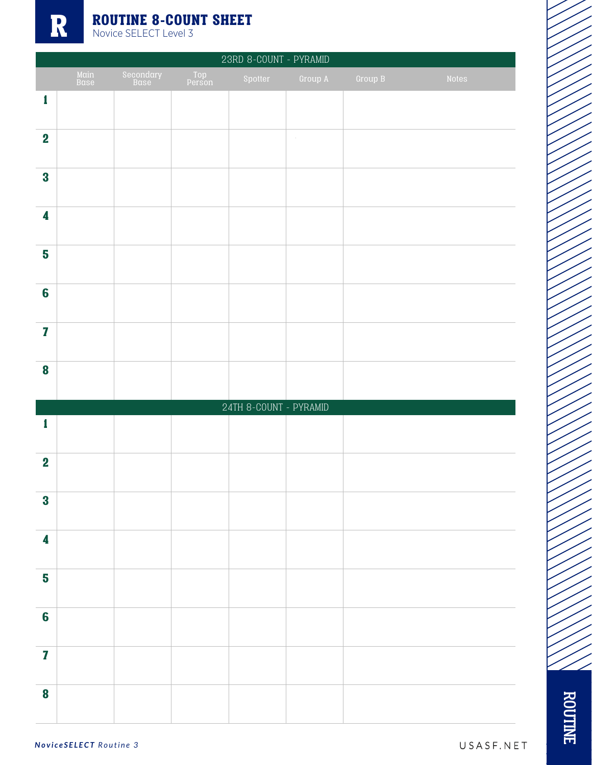# ROUTINE 8-COUNT SHEET

Novice SELECT Level 3

| | Main Base | Secondary Base | Top Person | Spotter | Group A | Group B | Notes |
|---|---|---|---|---|---|---|---|
| **23RD 8-COUNT - PYRAMID** | | | | | | | |
| 1 | | | | | | | |
| 2 | | | | | | | |
| 3 | | | | | | | |
| 4 | | | | | | | |
| 5 | | | | | | | |
| 6 | | | | | | | |
| 7 | | | | | | | |
| 8 | | | | | | | |
| **24TH 8-COUNT - PYRAMID** | | | | | | | |
| 1 | | | | | | | |
| 2 | | | | | | | |
| 3 | | | | | | | |
| 4 | | | | | | | |
| 5 | | | | | | | |
| 6 | | | | | | | |
| 7 | | | | | | | |
| 8 | | | | | | | |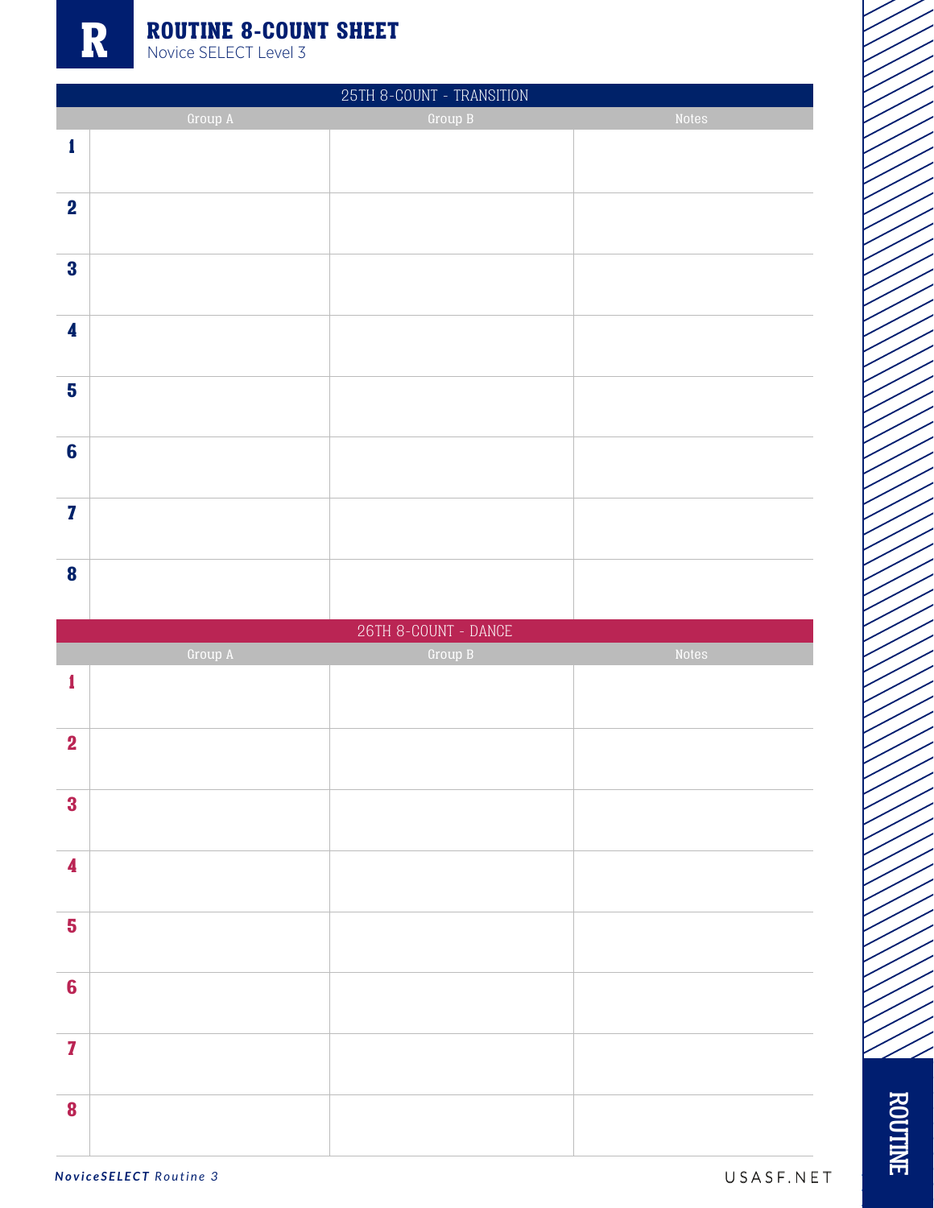# ROUTINE 8-COUNT SHEET

Novice SELECT Level 3

## 25TH 8-COUNT - TRANSITION

| | Group A | Group B | Notes |
|---|---|---|---|
| 1 | | | |
| 2 | | | |
| 3 | | | |
| 4 | | | |
| 5 | | | |
| 6 | | | |
| 7 | | | |
| 8 | | | |

## 26TH 8-COUNT - DANCE

| | Group A | Group B | Notes |
|---|---|---|---|
| 1 | | | |
| 2 | | | |
| 3 | | | |
| 4 | | | |
| 5 | | | |
| 6 | | | |
| 7 | | | |
| 8 | | | |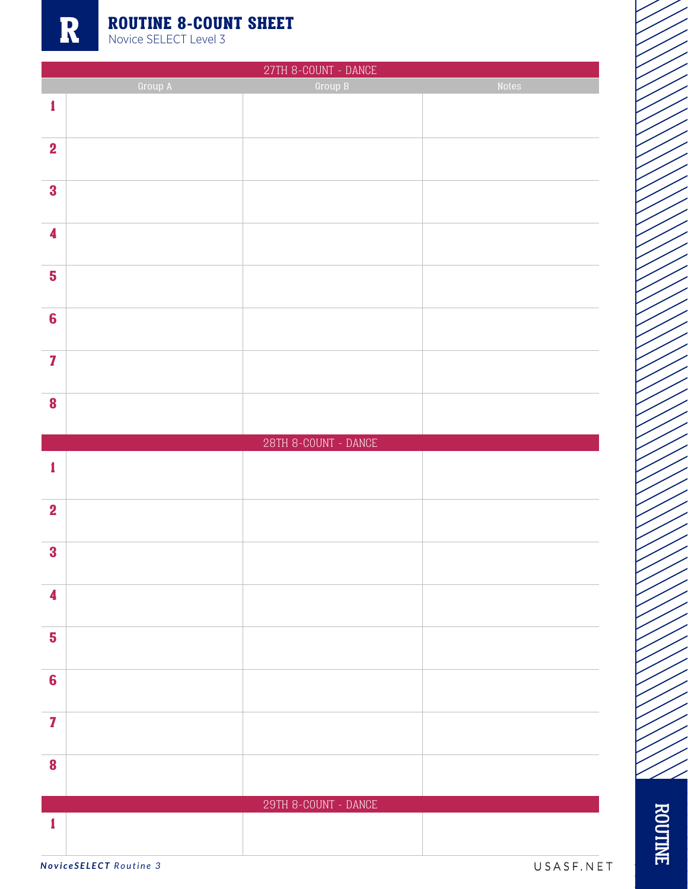# ROUTINE 8-COUNT SHEET

Novice SELECT Level 3

| | Group A | Group B | Notes |
|---|---|---|---|
| **27TH 8-COUNT - DANCE** | | | |
| 1 | | | |
| 2 | | | |
| 3 | | | |
| 4 | | | |
| 5 | | | |
| 6 | | | |
| 7 | | | |
| 8 | | | |
| **28TH 8-COUNT - DANCE** | | | |
| 1 | | | |
| 2 | | | |
| 3 | | | |
| 4 | | | |
| 5 | | | |
| 6 | | | |
| 7 | | | |
| 8 | | | |
| **29TH 8-COUNT - DANCE** | | | |
| 1 | | | |